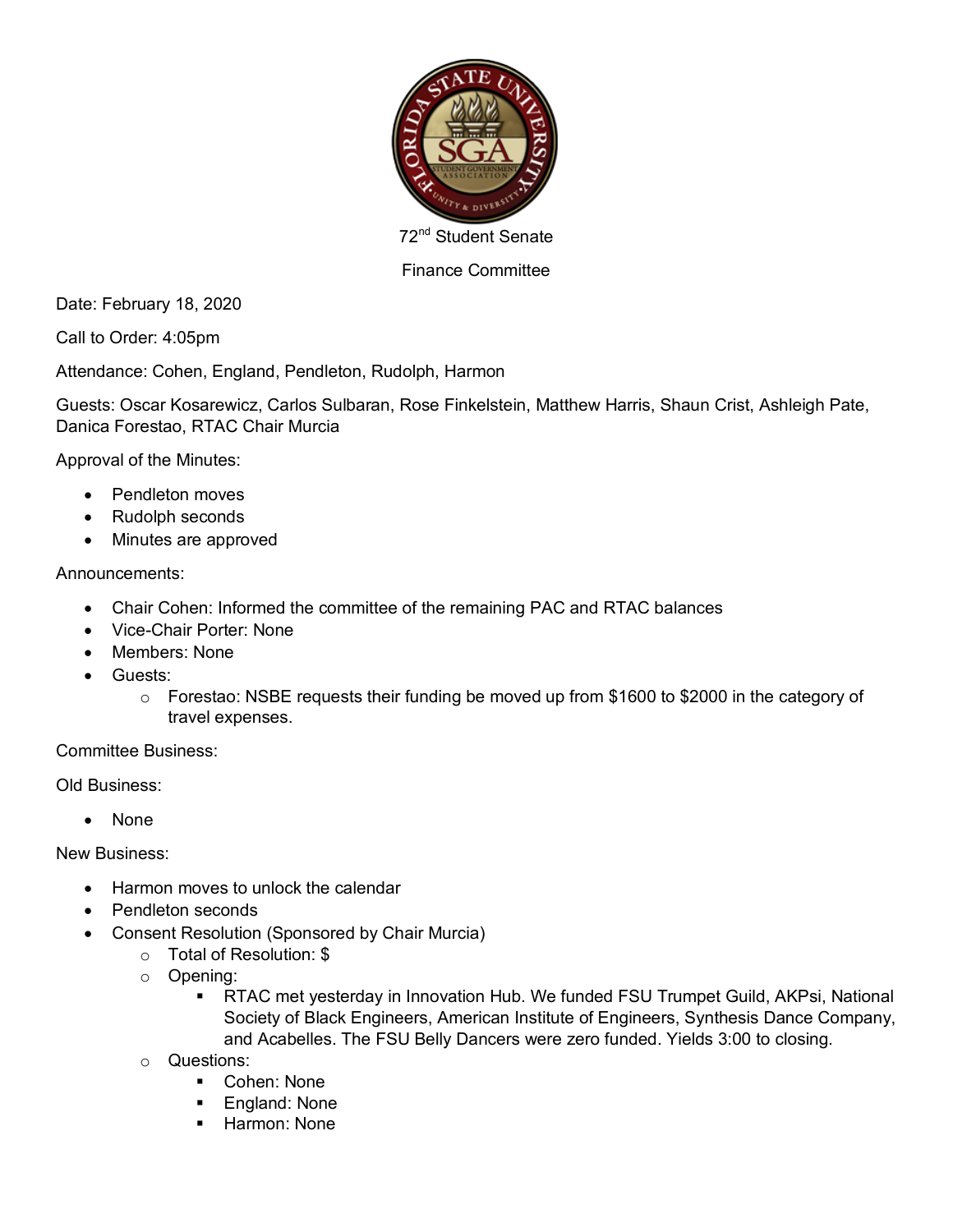72nd Student Senate

Finance Committee

Date: February 18, 2020

Call to Order: 4:05pm

Attendance: Cohen, England, Pendleton, Rudolph, Harmon

Guests: Oscar Kosarewicz, Carlos Sulbaran, Rose Finkelstein, Matthew Harris, Shaun Crist, Ashleigh Pate, Danica Forestao, RTAC Chair Murcia

Approval of the Minutes:

- Pendleton moves
- Rudolph seconds
- Minutes are approved

Announcements:

- Chair Cohen: Informed the committee of the remaining PAC and RTAC balances
- Vice-Chair Porter: None
- Members: None
- Guests:
  - Forestao: NSBE requests their funding be moved up from $1600 to $2000 in the category of travel expenses.

Committee Business:

Old Business:

- None

New Business:

- Harmon moves to unlock the calendar
- Pendleton seconds
- Consent Resolution (Sponsored by Chair Murcia)
  - Total of Resolution: $
  - Opening:
    - RTAC met yesterday in Innovation Hub. We funded FSU Trumpet Guild, AKPsi, National Society of Black Engineers, American Institute of Engineers, Synthesis Dance Company, and Acabelles. The FSU Belly Dancers were zero funded. Yields 3:00 to closing.
  - Questions:
    - Cohen: None
    - England: None
    - Harmon: None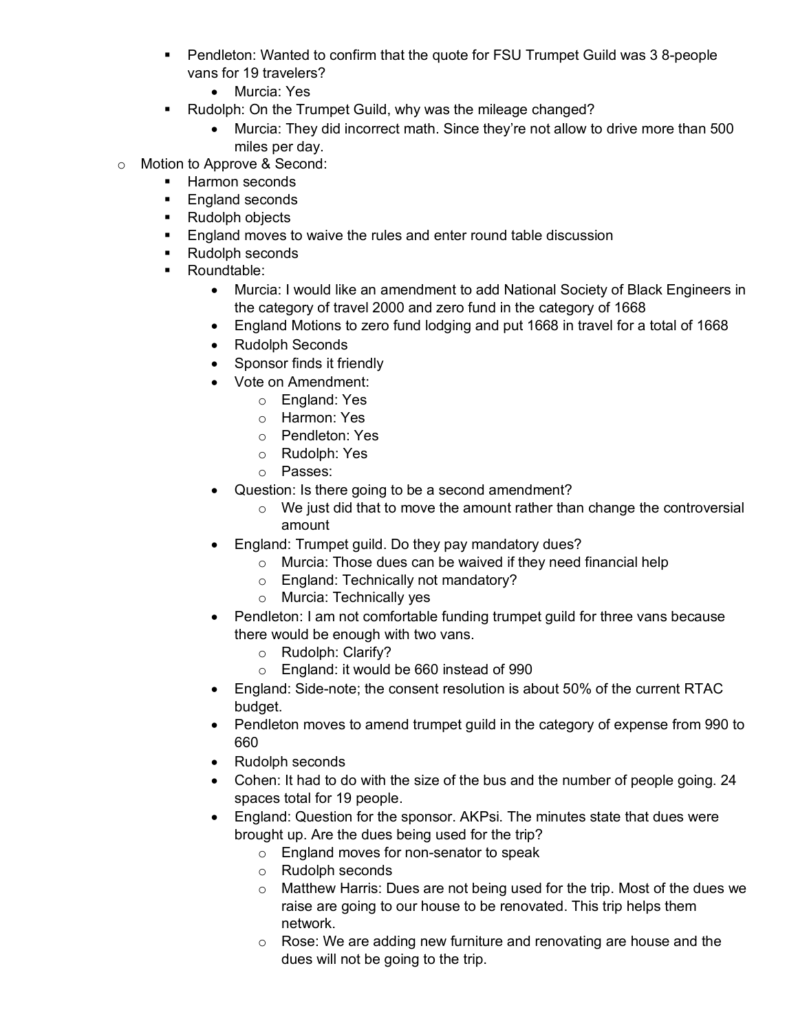- Pendleton: Wanted to confirm that the quote for FSU Trumpet Guild was 3 8-people vans for 19 travelers?
        - Murcia: Yes
    - Rudolph: On the Trumpet Guild, why was the mileage changed?
        - Murcia: They did incorrect math. Since they're not allow to drive more than 500 miles per day.
- Motion to Approve & Second:
    - Harmon seconds
    - England seconds
    - Rudolph objects
    - England moves to waive the rules and enter round table discussion
    - Rudolph seconds
    - Roundtable:
        - Murcia: I would like an amendment to add National Society of Black Engineers in the category of travel 2000 and zero fund in the category of 1668
        - England Motions to zero fund lodging and put 1668 in travel for a total of 1668
        - Rudolph Seconds
        - Sponsor finds it friendly
        - Vote on Amendment:
            - England: Yes
            - Harmon: Yes
            - Pendleton: Yes
            - Rudolph: Yes
            - Passes:
        - Question: Is there going to be a second amendment?
            - We just did that to move the amount rather than change the controversial amount
        - England: Trumpet guild. Do they pay mandatory dues?
            - Murcia: Those dues can be waived if they need financial help
            - England: Technically not mandatory?
            - Murcia: Technically yes
        - Pendleton: I am not comfortable funding trumpet guild for three vans because there would be enough with two vans.
            - Rudolph: Clarify?
            - England: it would be 660 instead of 990
        - England: Side-note; the consent resolution is about 50% of the current RTAC budget.
        - Pendleton moves to amend trumpet guild in the category of expense from 990 to 660
        - Rudolph seconds
        - Cohen: It had to do with the size of the bus and the number of people going. 24 spaces total for 19 people.
        - England: Question for the sponsor. AKPsi. The minutes state that dues were brought up. Are the dues being used for the trip?
            - England moves for non-senator to speak
            - Rudolph seconds
            - Matthew Harris: Dues are not being used for the trip. Most of the dues we raise are going to our house to be renovated. This trip helps them network.
            - Rose: We are adding new furniture and renovating are house and the dues will not be going to the trip.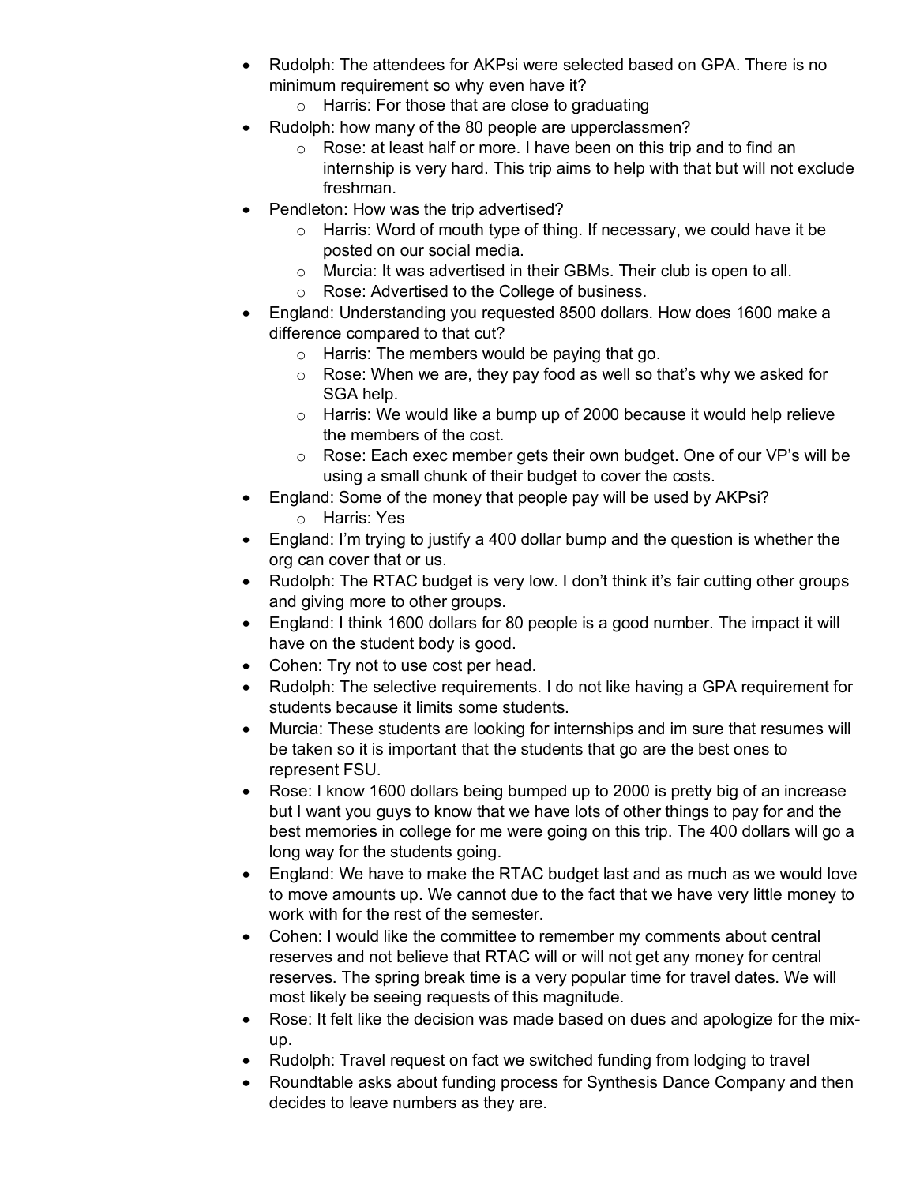- Rudolph: The attendees for AKPsi were selected based on GPA. There is no minimum requirement so why even have it?
    - Harris: For those that are close to graduating
- Rudolph: how many of the 80 people are upperclassmen?
    - Rose: at least half or more. I have been on this trip and to find an internship is very hard. This trip aims to help with that but will not exclude freshman.
- Pendleton: How was the trip advertised?
    - Harris: Word of mouth type of thing. If necessary, we could have it be posted on our social media.
    - Murcia: It was advertised in their GBMs. Their club is open to all.
    - Rose: Advertised to the College of business.
- England: Understanding you requested 8500 dollars. How does 1600 make a difference compared to that cut?
    - Harris: The members would be paying that go.
    - Rose: When we are, they pay food as well so that's why we asked for SGA help.
    - Harris: We would like a bump up of 2000 because it would help relieve the members of the cost.
    - Rose: Each exec member gets their own budget. One of our VP's will be using a small chunk of their budget to cover the costs.
- England: Some of the money that people pay will be used by AKPsi?
    - Harris: Yes
- England: I'm trying to justify a 400 dollar bump and the question is whether the org can cover that or us.
- Rudolph: The RTAC budget is very low. I don't think it's fair cutting other groups and giving more to other groups.
- England: I think 1600 dollars for 80 people is a good number. The impact it will have on the student body is good.
- Cohen: Try not to use cost per head.
- Rudolph: The selective requirements. I do not like having a GPA requirement for students because it limits some students.
- Murcia: These students are looking for internships and im sure that resumes will be taken so it is important that the students that go are the best ones to represent FSU.
- Rose: I know 1600 dollars being bumped up to 2000 is pretty big of an increase but I want you guys to know that we have lots of other things to pay for and the best memories in college for me were going on this trip. The 400 dollars will go a long way for the students going.
- England: We have to make the RTAC budget last and as much as we would love to move amounts up. We cannot due to the fact that we have very little money to work with for the rest of the semester.
- Cohen: I would like the committee to remember my comments about central reserves and not believe that RTAC will or will not get any money for central reserves. The spring break time is a very popular time for travel dates. We will most likely be seeing requests of this magnitude.
- Rose: It felt like the decision was made based on dues and apologize for the mix-up.
- Rudolph: Travel request on fact we switched funding from lodging to travel
- Roundtable asks about funding process for Synthesis Dance Company and then decides to leave numbers as they are.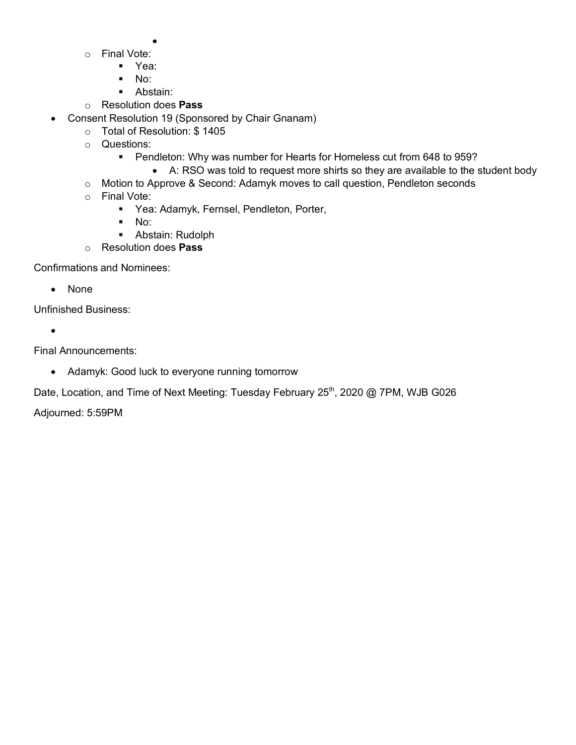- 
    - Final Vote:
        - Yea:
        - No:
        - Abstain:
    - Resolution does **Pass**
- Consent Resolution 19 (Sponsored by Chair Gnanam)
    - Total of Resolution: $ 1405
    - Questions:
        - Pendleton: Why was number for Hearts for Homeless cut from 648 to 959?
            - A: RSO was told to request more shirts so they are available to the student body
    - Motion to Approve & Second: Adamyk moves to call question, Pendleton seconds
    - Final Vote:
        - Yea: Adamyk, Fernsel, Pendleton, Porter,
        - No:
        - Abstain: Rudolph
    - Resolution does **Pass**

Confirmations and Nominees:

- None

Unfinished Business:

- 

Final Announcements:

- Adamyk: Good luck to everyone running tomorrow

Date, Location, and Time of Next Meeting: Tuesday February 25th, 2020 @ 7PM, WJB G026

Adjourned: 5:59PM